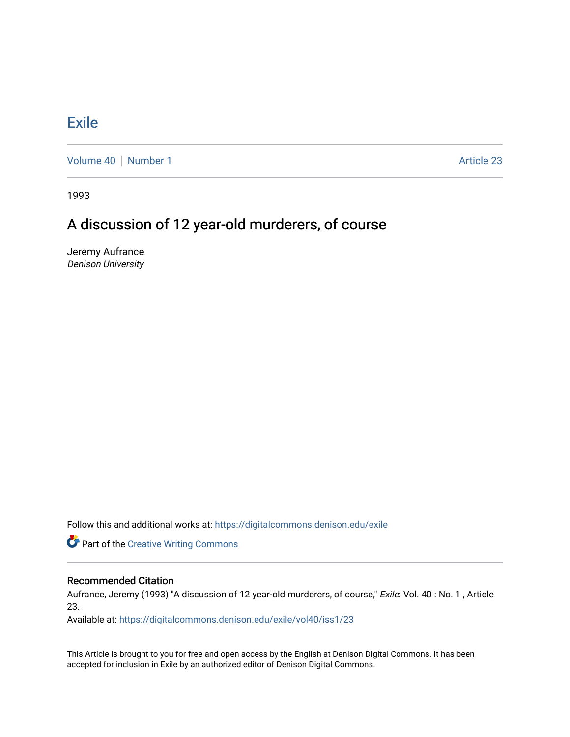# Exile

Volume 40 | Number 1 | Article 23

1993

## A discussion of 12 year-old murderers, of course

Jeremy Aufrance
*Denison University*

Follow this and additional works at: https://digitalcommons.denison.edu/exile

Part of the Creative Writing Commons

### Recommended Citation

Aufrance, Jeremy (1993) "A discussion of 12 year-old murderers, of course," *Exile*: Vol. 40 : No. 1 , Article 23.
Available at: https://digitalcommons.denison.edu/exile/vol40/iss1/23

This Article is brought to you for free and open access by the English at Denison Digital Commons. It has been accepted for inclusion in Exile by an authorized editor of Denison Digital Commons.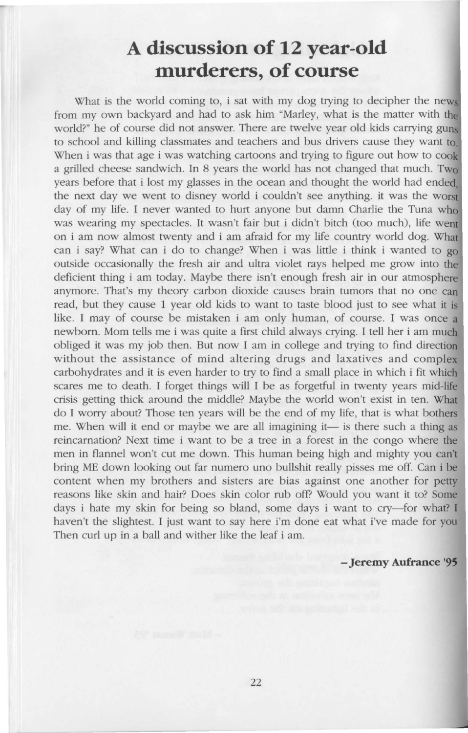# A discussion of 12 year-old murderers, of course

What is the world coming to, i sat with my dog trying to decipher the news from my own backyard and had to ask him "Marley, what is the matter with the world?" he of course did not answer. There are twelve year old kids carrying guns to school and killing classmates and teachers and bus drivers cause they want to. When i was that age i was watching cartoons and trying to figure out how to cook a grilled cheese sandwich. In 8 years the world has not changed that much. Two years before that i lost my glasses in the ocean and thought the world had ended, the next day we went to disney world i couldn't see anything. it was the worst day of my life. I never wanted to hurt anyone but damn Charlie the Tuna who was wearing my spectacles. It wasn't fair but i didn't bitch (too much), life went on i am now almost twenty and i am afraid for my life country world dog. What can i say? What can i do to change? When i was little i think i wanted to go outside occasionally the fresh air and ultra violet rays helped me grow into the deficient thing i am today. Maybe there isn't enough fresh air in our atmosphere anymore. That's my theory carbon dioxide causes brain tumors that no one can read, but they cause 1 year old kids to want to taste blood just to see what it is like. I may of course be mistaken i am only human, of course. I was once a newborn. Mom tells me i was quite a first child always crying. I tell her i am much obliged it was my job then. But now I am in college and trying to find direction without the assistance of mind altering drugs and laxatives and complex carbohydrates and it is even harder to try to find a small place in which i fit which scares me to death. I forget things will I be as forgetful in twenty years mid-life crisis getting thick around the middle? Maybe the world won't exist in ten. What do I worry about? Those ten years will be the end of my life, that is what bothers me. When will it end or maybe we are all imagining it— is there such a thing as reincarnation? Next time i want to be a tree in a forest in the congo where the men in flannel won't cut me down. This human being high and mighty you can't bring ME down looking out far numero uno bullshit really pisses me off. Can i be content when my brothers and sisters are bias against one another for petty reasons like skin and hair? Does skin color rub off? Would you want it to? Some days i hate my skin for being so bland, some days i want to cry—for what? I haven't the slightest. I just want to say here i'm done eat what i've made for you Then curl up in a ball and wither like the leaf i am.

**– Jeremy Aufrance '95**